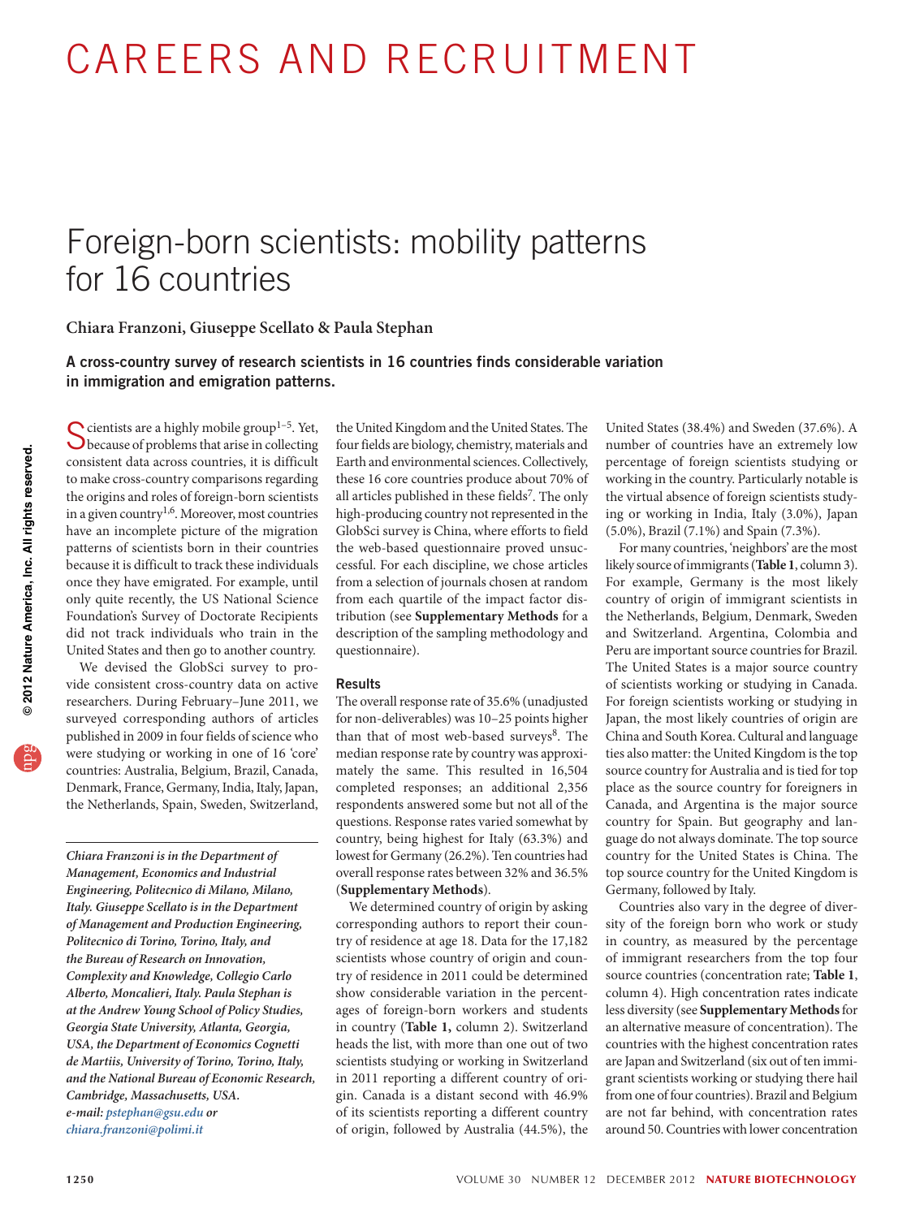# CAREERS AND RECRUITMENT

# Foreign-born scientists: mobility patterns for 16 countries

**Chiara Franzoni, Giuseppe Scellato & Paula Stephan**

**A cross-country survey of research scientists in 16 countries finds considerable variation in immigration and emigration patterns.**

Scientists are a highly mobile group[1–5]. Yet, because of problems that arise in collecting consistent data across countries, it is difficult to make cross-country comparisons regarding the origins and roles of foreign-born scientists in a given country[1,6]. Moreover, most countries have an incomplete picture of the migration patterns of scientists born in their countries because it is difficult to track these individuals once they have emigrated. For example, until only quite recently, the US National Science Foundation's Survey of Doctorate Recipients did not track individuals who train in the United States and then go to another country.

We devised the GlobSci survey to provide consistent cross-country data on active researchers. During February–June 2011, we surveyed corresponding authors of articles published in 2009 in four fields of science who were studying or working in one of 16 'core' countries: Australia, Belgium, Brazil, Canada, Denmark, France, Germany, India, Italy, Japan, the Netherlands, Spain, Sweden, Switzerland, the United Kingdom and the United States. The four fields are biology, chemistry, materials and Earth and environmental sciences. Collectively, these 16 core countries produce about 70% of all articles published in these fields[7]. The only high-producing country not represented in the GlobSci survey is China, where efforts to field the web-based questionnaire proved unsuccessful. For each discipline, we chose articles from a selection of journals chosen at random from each quartile of the impact factor distribution (see **Supplementary Methods** for a description of the sampling methodology and questionnaire).

*Chiara Franzoni is in the Department of Management, Economics and Industrial Engineering, Politecnico di Milano, Milano, Italy. Giuseppe Scellato is in the Department of Management and Production Engineering, Politecnico di Torino, Torino, Italy, and the Bureau of Research on Innovation, Complexity and Knowledge, Collegio Carlo Alberto, Moncalieri, Italy. Paula Stephan is at the Andrew Young School of Policy Studies, Georgia State University, Atlanta, Georgia, USA, the Department of Economics Cognetti de Martiis, University of Torino, Torino, Italy, and the National Bureau of Economic Research, Cambridge, Massachusetts, USA.*
*e-mail: pstephan@gsu.edu or chiara.franzoni@polimi.it*

## Results

The overall response rate of 35.6% (unadjusted for non-deliverables) was 10–25 points higher than that of most web-based surveys[8]. The median response rate by country was approximately the same. This resulted in 16,504 completed responses; an additional 2,356 respondents answered some but not all of the questions. Response rates varied somewhat by country, being highest for Italy (63.3%) and lowest for Germany (26.2%). Ten countries had overall response rates between 32% and 36.5% (**Supplementary Methods**).

We determined country of origin by asking corresponding authors to report their country of residence at age 18. Data for the 17,182 scientists whose country of origin and country of residence in 2011 could be determined show considerable variation in the percentages of foreign-born workers and students in country (**Table 1,** column 2). Switzerland heads the list, with more than one out of two scientists studying or working in Switzerland in 2011 reporting a different country of origin. Canada is a distant second with 46.9% of its scientists reporting a different country of origin, followed by Australia (44.5%), the United States (38.4%) and Sweden (37.6%). A number of countries have an extremely low percentage of foreign scientists studying or working in the country. Particularly notable is the virtual absence of foreign scientists studying or working in India, Italy (3.0%), Japan (5.0%), Brazil (7.1%) and Spain (7.3%).

For many countries, 'neighbors' are the most likely source of immigrants (**Table 1**, column 3). For example, Germany is the most likely country of origin of immigrant scientists in the Netherlands, Belgium, Denmark, Sweden and Switzerland. Argentina, Colombia and Peru are important source countries for Brazil. The United States is a major source country of scientists working or studying in Canada. For foreign scientists working or studying in Japan, the most likely countries of origin are China and South Korea. Cultural and language ties also matter: the United Kingdom is the top source country for Australia and is tied for top place as the source country for foreigners in Canada, and Argentina is the major source country for Spain. But geography and language do not always dominate. The top source country for the United States is China. The top source country for the United Kingdom is Germany, followed by Italy.

Countries also vary in the degree of diversity of the foreign born who work or study in country, as measured by the percentage of immigrant researchers from the top four source countries (concentration rate; **Table 1**, column 4). High concentration rates indicate less diversity (see **Supplementary Methods** for an alternative measure of concentration). The countries with the highest concentration rates are Japan and Switzerland (six out of ten immigrant scientists working or studying there hail from one of four countries). Brazil and Belgium are not far behind, with concentration rates around 50. Countries with lower concentration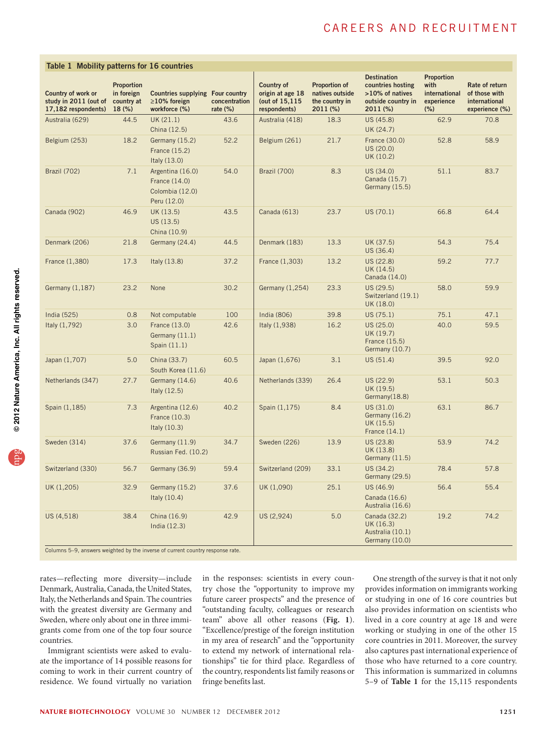**Table 1 Mobility patterns for 16 countries**

| Country of work or study in 2011 (out of 17,182 respondents) | Proportion in foreign country at 18 (%) | Countries supplying ≥10% foreign workforce (%) | Four country concentration rate (%) | Country of origin at age 18 (out of 15,115 respondents) | Proportion of natives outside the country in 2011 (%) | Destination countries hosting >10% of natives outside country in 2011 (%) | Proportion with international experience (%) | Rate of return of those with international experience (%) |
|---|---|---|---|---|---|---|---|---|
| Australia (629) | 44.5 | UK (21.1) China (12.5) | 43.6 | Australia (418) | 18.3 | US (45.8) UK (24.7) | 62.9 | 70.8 |
| Belgium (253) | 18.2 | Germany (15.2) France (15.2) Italy (13.0) | 52.2 | Belgium (261) | 21.7 | France (30.0) US (20.0) UK (10.2) | 52.8 | 58.9 |
| Brazil (702) | 7.1 | Argentina (16.0) France (14.0) Colombia (12.0) Peru (12.0) | 54.0 | Brazil (700) | 8.3 | US (34.0) Canada (15.7) Germany (15.5) | 51.1 | 83.7 |
| Canada (902) | 46.9 | UK (13.5) US (13.5) China (10.9) | 43.5 | Canada (613) | 23.7 | US (70.1) | 66.8 | 64.4 |
| Denmark (206) | 21.8 | Germany (24.4) | 44.5 | Denmark (183) | 13.3 | UK (37.5) US (36.4) | 54.3 | 75.4 |
| France (1,380) | 17.3 | Italy (13.8) | 37.2 | France (1,303) | 13.2 | US (22.8) UK (14.5) Canada (14.0) | 59.2 | 77.7 |
| Germany (1,187) | 23.2 | None | 30.2 | Germany (1,254) | 23.3 | US (29.5) Switzerland (19.1) UK (18.0) | 58.0 | 59.9 |
| India (525) | 0.8 | Not computable | 100 | India (806) | 39.8 | US (75.1) | 75.1 | 47.1 |
| Italy (1,792) | 3.0 | France (13.0) Germany (11.1) Spain (11.1) | 42.6 | Italy (1,938) | 16.2 | US (25.0) UK (19.7) France (15.5) Germany (10.7) | 40.0 | 59.5 |
| Japan (1,707) | 5.0 | China (33.7) South Korea (11.6) | 60.5 | Japan (1,676) | 3.1 | US (51.4) | 39.5 | 92.0 |
| Netherlands (347) | 27.7 | Germany (14.6) Italy (12.5) | 40.6 | Netherlands (339) | 26.4 | US (22.9) UK (19.5) Germany(18.8) | 53.1 | 50.3 |
| Spain (1,185) | 7.3 | Argentina (12.6) France (10.3) Italy (10.3) | 40.2 | Spain (1,175) | 8.4 | US (31.0) Germany (16.2) UK (15.5) France (14.1) | 63.1 | 86.7 |
| Sweden (314) | 37.6 | Germany (11.9) Russian Fed. (10.2) | 34.7 | Sweden (226) | 13.9 | US (23.8) UK (13.8) Germany (11.5) | 53.9 | 74.2 |
| Switzerland (330) | 56.7 | Germany (36.9) | 59.4 | Switzerland (209) | 33.1 | US (34.2) Germany (29.5) | 78.4 | 57.8 |
| UK (1,205) | 32.9 | Germany (15.2) Italy (10.4) | 37.6 | UK (1,090) | 25.1 | US (46.9) Canada (16.6) Australia (16.6) | 56.4 | 55.4 |
| US (4,518) | 38.4 | China (16.9) India (12.3) | 42.9 | US (2,924) | 5.0 | Canada (32.2) UK (16.3) Australia (10.1) Germany (10.0) | 19.2 | 74.2 |

Columns 5–9, answers weighted by the inverse of current country response rate.

rates—reflecting more diversity—include Denmark, Australia, Canada, the United States, Italy, the Netherlands and Spain. The countries with the greatest diversity are Germany and Sweden, where only about one in three immigrants come from one of the top four source countries.

Immigrant scientists were asked to evaluate the importance of 14 possible reasons for coming to work in their current country of residence. We found virtually no variation in the responses: scientists in every country chose the "opportunity to improve my future career prospects" and the presence of "outstanding faculty, colleagues or research team" above all other reasons (**Fig. 1**). "Excellence/prestige of the foreign institution in my area of research" and the "opportunity to extend my network of international relationships" tie for third place. Regardless of the country, respondents list family reasons or fringe benefits last.

One strength of the survey is that it not only provides information on immigrants working or studying in one of 16 core countries but also provides information on scientists who lived in a core country at age 18 and were working or studying in one of the other 15 core countries in 2011. Moreover, the survey also captures past international experience of those who have returned to a core country. This information is summarized in columns 5–9 of **Table 1** for the 15,115 respondents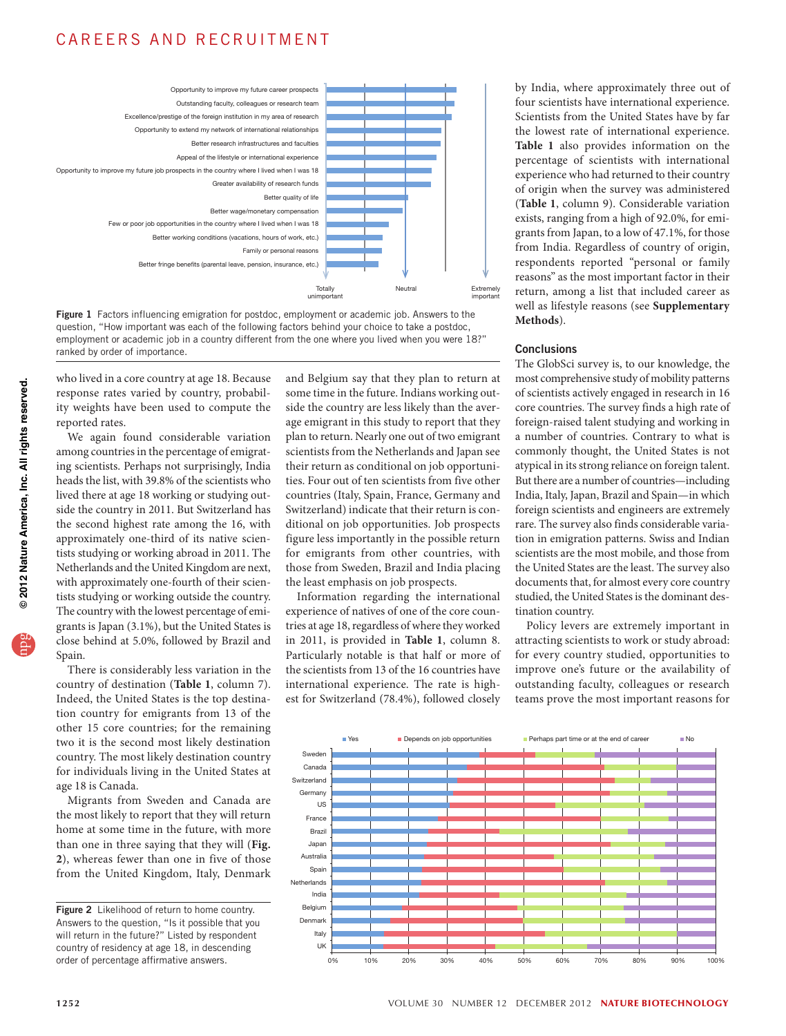Figure 1 Factors influencing emigration for postdoc, employment or academic job. Answers to the question, "How important was each of the following factors behind your choice to take a postdoc, employment or academic job in a country different from the one where you lived when you were 18?" ranked by order of importance.

who lived in a core country at age 18. Because response rates varied by country, probability weights have been used to compute the reported rates.

We again found considerable variation among countries in the percentage of emigrating scientists. Perhaps not surprisingly, India heads the list, with 39.8% of the scientists who lived there at age 18 working or studying outside the country in 2011. But Switzerland has the second highest rate among the 16, with approximately one-third of its native scientists studying or working abroad in 2011. The Netherlands and the United Kingdom are next, with approximately one-fourth of their scientists studying or working outside the country. The country with the lowest percentage of emigrants is Japan (3.1%), but the United States is close behind at 5.0%, followed by Brazil and Spain.

There is considerably less variation in the country of destination (**Table 1**, column 7). Indeed, the United States is the top destination country for emigrants from 13 of the other 15 core countries; for the remaining two it is the second most likely destination country. The most likely destination country for individuals living in the United States at age 18 is Canada.

Migrants from Sweden and Canada are the most likely to report that they will return home at some time in the future, with more than one in three saying that they will (**Fig. 2**), whereas fewer than one in five of those from the United Kingdom, Italy, Denmark and Belgium say that they plan to return at some time in the future. Indians working outside the country are less likely than the average emigrant in this study to report that they plan to return. Nearly one out of two emigrant scientists from the Netherlands and Japan see their return as conditional on job opportunities. Four out of ten scientists from five other countries (Italy, Spain, France, Germany and Switzerland) indicate that their return is conditional on job opportunities. Job prospects figure less importantly in the possible return for emigrants from other countries, with those from Sweden, Brazil and India placing the least emphasis on job prospects.

Information regarding the international experience of natives of one of the core countries at age 18, regardless of where they worked in 2011, is provided in **Table 1**, column 8. Particularly notable is that half or more of the scientists from 13 of the 16 countries have international experience. The rate is highest for Switzerland (78.4%), followed closely by India, where approximately three out of four scientists have international experience. Scientists from the United States have by far the lowest rate of international experience. **Table 1** also provides information on the percentage of scientists with international experience who had returned to their country of origin when the survey was administered (**Table 1**, column 9). Considerable variation exists, ranging from a high of 92.0%, for emigrants from Japan, to a low of 47.1%, for those from India. Regardless of country of origin, respondents reported "personal or family reasons" as the most important factor in their return, among a list that included career as well as lifestyle reasons (see **Supplementary Methods**).

## Conclusions

The GlobSci survey is, to our knowledge, the most comprehensive study of mobility patterns of scientists actively engaged in research in 16 core countries. The survey finds a high rate of foreign-raised talent studying and working in a number of countries. Contrary to what is commonly thought, the United States is not atypical in its strong reliance on foreign talent. But there are a number of countries—including India, Italy, Japan, Brazil and Spain—in which foreign scientists and engineers are extremely rare. The survey also finds considerable variation in emigration patterns. Swiss and Indian scientists are the most mobile, and those from the United States are the least. The survey also documents that, for almost every core country studied, the United States is the dominant destination country.

Policy levers are extremely important in attracting scientists to work or study abroad: for every country studied, opportunities to improve one's future or the availability of outstanding faculty, colleagues or research teams prove the most important reasons for

Figure 2 Likelihood of return to home country. Answers to the question, "Is it possible that you will return in the future?" Listed by respondent country of residency at age 18, in descending order of percentage affirmative answers.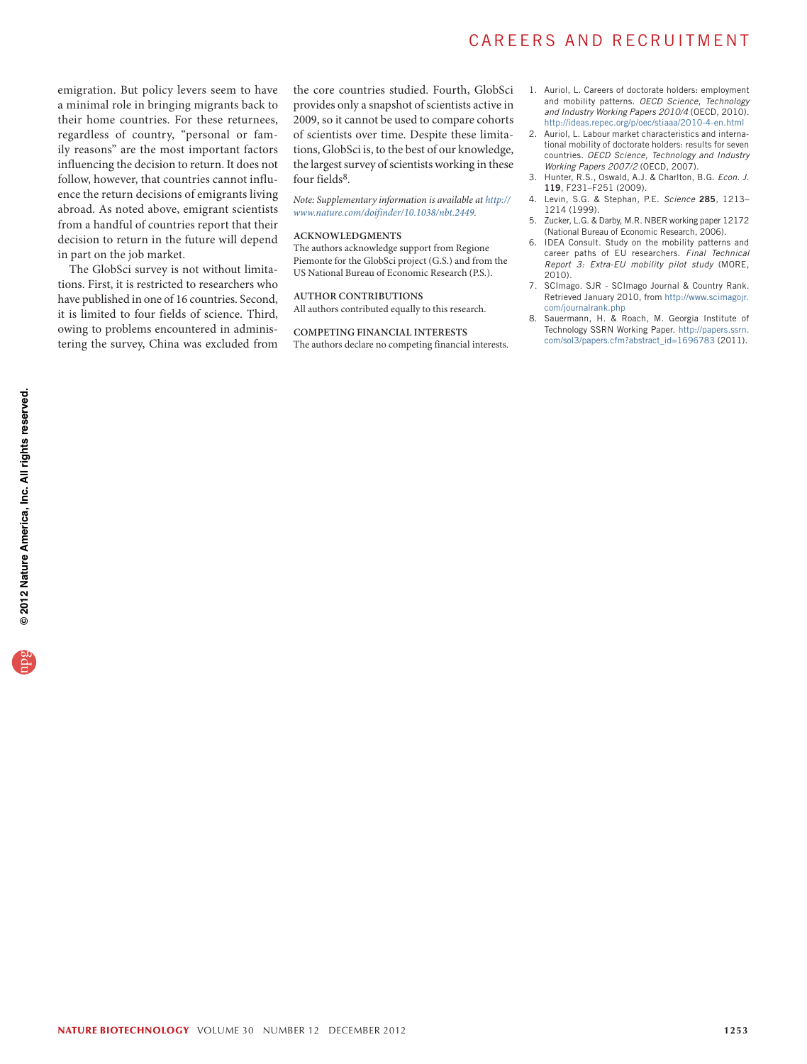emigration. But policy levers seem to have a minimal role in bringing migrants back to their home countries. For these returnees, regardless of country, "personal or family reasons" are the most important factors influencing the decision to return. It does not follow, however, that countries cannot influence the return decisions of emigrants living abroad. As noted above, emigrant scientists from a handful of countries report that their decision to return in the future will depend in part on the job market.

The GlobSci survey is not without limitations. First, it is restricted to researchers who have published in one of 16 countries. Second, it is limited to four fields of science. Third, owing to problems encountered in administering the survey, China was excluded from the core countries studied. Fourth, GlobSci provides only a snapshot of scientists active in 2009, so it cannot be used to compare cohorts of scientists over time. Despite these limitations, GlobSci is, to the best of our knowledge, the largest survey of scientists working in these four fields[8].

*Note: Supplementary information is available at http://www.nature.com/doifinder/10.1038/nbt.2449.*

### ACKNOWLEDGMENTS

The authors acknowledge support from Regione Piemonte for the GlobSci project (G.S.) and from the US National Bureau of Economic Research (P.S.).

### AUTHOR CONTRIBUTIONS

All authors contributed equally to this research.

### COMPETING FINANCIAL INTERESTS

The authors declare no competing financial interests.

1. Auriol, L. Careers of doctorate holders: employment and mobility patterns. *OECD Science, Technology and Industry Working Papers 2010/4* (OECD, 2010). http://ideas.repec.org/p/oec/stiaaa/2010-4-en.html
2. Auriol, L. Labour market characteristics and international mobility of doctorate holders: results for seven countries. *OECD Science, Technology and Industry Working Papers 2007/2* (OECD, 2007).
3. Hunter, R.S., Oswald, A.J. & Charlton, B.G. *Econ. J.* **119**, F231–F251 (2009).
4. Levin, S.G. & Stephan, P.E. *Science* **285**, 1213–1214 (1999).
5. Zucker, L.G. & Darby, M.R. NBER working paper 12172 (National Bureau of Economic Research, 2006).
6. IDEA Consult. Study on the mobility patterns and career paths of EU researchers. *Final Technical Report 3: Extra-EU mobility pilot study* (MORE, 2010).
7. SCImago. SJR - SCImago Journal & Country Rank. Retrieved January 2010, from http://www.scimagojr.com/journalrank.php
8. Sauermann, H. & Roach, M. Georgia Institute of Technology SSRN Working Paper. http://papers.ssrn.com/sol3/papers.cfm?abstract_id=1696783 (2011).